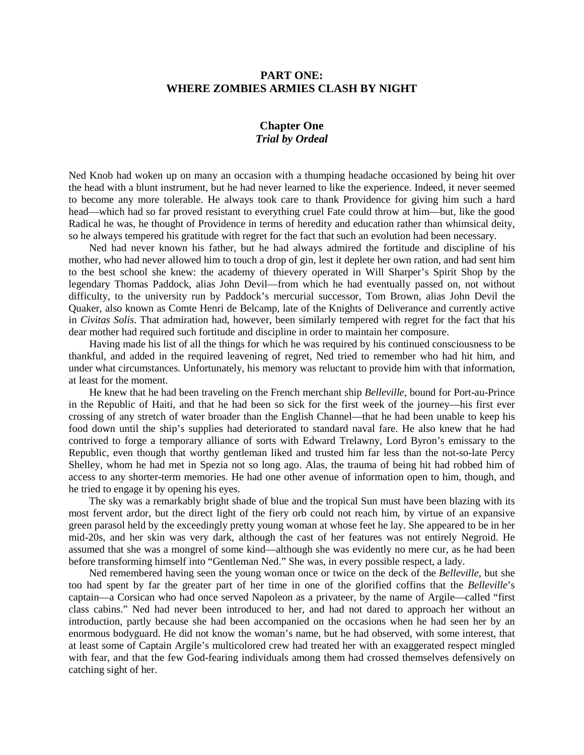# PART ONE:
# WHERE ZOMBIES ARMIES CLASH BY NIGHT

## Chapter One
### *Trial by Ordeal*

Ned Knob had woken up on many an occasion with a thumping headache occasioned by being hit over the head with a blunt instrument, but he had never learned to like the experience. Indeed, it never seemed to become any more tolerable. He always took care to thank Providence for giving him such a hard head—which had so far proved resistant to everything cruel Fate could throw at him—but, like the good Radical he was, he thought of Providence in terms of heredity and education rather than whimsical deity, so he always tempered his gratitude with regret for the fact that such an evolution had been necessary.

Ned had never known his father, but he had always admired the fortitude and discipline of his mother, who had never allowed him to touch a drop of gin, lest it deplete her own ration, and had sent him to the best school she knew: the academy of thievery operated in Will Sharper's Spirit Shop by the legendary Thomas Paddock, alias John Devil—from which he had eventually passed on, not without difficulty, to the university run by Paddock's mercurial successor, Tom Brown, alias John Devil the Quaker, also known as Comte Henri de Belcamp, late of the Knights of Deliverance and currently active in *Civitas Solis*. That admiration had, however, been similarly tempered with regret for the fact that his dear mother had required such fortitude and discipline in order to maintain her composure.

Having made his list of all the things for which he was required by his continued consciousness to be thankful, and added in the required leavening of regret, Ned tried to remember who had hit him, and under what circumstances. Unfortunately, his memory was reluctant to provide him with that information, at least for the moment.

He knew that he had been traveling on the French merchant ship *Belleville*, bound for Port-au-Prince in the Republic of Haiti, and that he had been so sick for the first week of the journey—his first ever crossing of any stretch of water broader than the English Channel—that he had been unable to keep his food down until the ship's supplies had deteriorated to standard naval fare. He also knew that he had contrived to forge a temporary alliance of sorts with Edward Trelawny, Lord Byron's emissary to the Republic, even though that worthy gentleman liked and trusted him far less than the not-so-late Percy Shelley, whom he had met in Spezia not so long ago. Alas, the trauma of being hit had robbed him of access to any shorter-term memories. He had one other avenue of information open to him, though, and he tried to engage it by opening his eyes.

The sky was a remarkably bright shade of blue and the tropical Sun must have been blazing with its most fervent ardor, but the direct light of the fiery orb could not reach him, by virtue of an expansive green parasol held by the exceedingly pretty young woman at whose feet he lay. She appeared to be in her mid-20s, and her skin was very dark, although the cast of her features was not entirely Negroid. He assumed that she was a mongrel of some kind—although she was evidently no mere cur, as he had been before transforming himself into "Gentleman Ned." She was, in every possible respect, a lady.

Ned remembered having seen the young woman once or twice on the deck of the *Belleville*, but she too had spent by far the greater part of her time in one of the glorified coffins that the *Belleville*'s captain—a Corsican who had once served Napoleon as a privateer, by the name of Argile—called "first class cabins." Ned had never been introduced to her, and had not dared to approach her without an introduction, partly because she had been accompanied on the occasions when he had seen her by an enormous bodyguard. He did not know the woman's name, but he had observed, with some interest, that at least some of Captain Argile's multicolored crew had treated her with an exaggerated respect mingled with fear, and that the few God-fearing individuals among them had crossed themselves defensively on catching sight of her.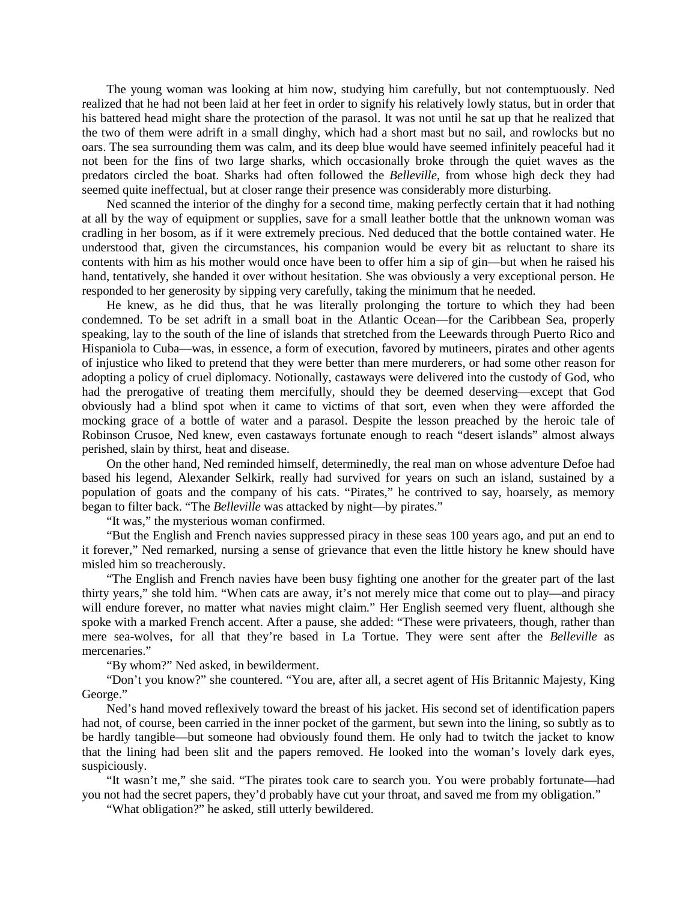The young woman was looking at him now, studying him carefully, but not contemptuously. Ned realized that he had not been laid at her feet in order to signify his relatively lowly status, but in order that his battered head might share the protection of the parasol. It was not until he sat up that he realized that the two of them were adrift in a small dinghy, which had a short mast but no sail, and rowlocks but no oars. The sea surrounding them was calm, and its deep blue would have seemed infinitely peaceful had it not been for the fins of two large sharks, which occasionally broke through the quiet waves as the predators circled the boat. Sharks had often followed the *Belleville*, from whose high deck they had seemed quite ineffectual, but at closer range their presence was considerably more disturbing.

Ned scanned the interior of the dinghy for a second time, making perfectly certain that it had nothing at all by the way of equipment or supplies, save for a small leather bottle that the unknown woman was cradling in her bosom, as if it were extremely precious. Ned deduced that the bottle contained water. He understood that, given the circumstances, his companion would be every bit as reluctant to share its contents with him as his mother would once have been to offer him a sip of gin—but when he raised his hand, tentatively, she handed it over without hesitation. She was obviously a very exceptional person. He responded to her generosity by sipping very carefully, taking the minimum that he needed.

He knew, as he did thus, that he was literally prolonging the torture to which they had been condemned. To be set adrift in a small boat in the Atlantic Ocean—for the Caribbean Sea, properly speaking, lay to the south of the line of islands that stretched from the Leewards through Puerto Rico and Hispaniola to Cuba—was, in essence, a form of execution, favored by mutineers, pirates and other agents of injustice who liked to pretend that they were better than mere murderers, or had some other reason for adopting a policy of cruel diplomacy. Notionally, castaways were delivered into the custody of God, who had the prerogative of treating them mercifully, should they be deemed deserving—except that God obviously had a blind spot when it came to victims of that sort, even when they were afforded the mocking grace of a bottle of water and a parasol. Despite the lesson preached by the heroic tale of Robinson Crusoe, Ned knew, even castaways fortunate enough to reach "desert islands" almost always perished, slain by thirst, heat and disease.

On the other hand, Ned reminded himself, determinedly, the real man on whose adventure Defoe had based his legend, Alexander Selkirk, really had survived for years on such an island, sustained by a population of goats and the company of his cats. "Pirates," he contrived to say, hoarsely, as memory began to filter back. "The *Belleville* was attacked by night—by pirates."

"It was," the mysterious woman confirmed.

"But the English and French navies suppressed piracy in these seas 100 years ago, and put an end to it forever," Ned remarked, nursing a sense of grievance that even the little history he knew should have misled him so treacherously.

"The English and French navies have been busy fighting one another for the greater part of the last thirty years," she told him. "When cats are away, it's not merely mice that come out to play—and piracy will endure forever, no matter what navies might claim." Her English seemed very fluent, although she spoke with a marked French accent. After a pause, she added: "These were privateers, though, rather than mere sea-wolves, for all that they're based in La Tortue. They were sent after the *Belleville* as mercenaries."

"By whom?" Ned asked, in bewilderment.

"Don't you know?" she countered. "You are, after all, a secret agent of His Britannic Majesty, King George."

Ned's hand moved reflexively toward the breast of his jacket. His second set of identification papers had not, of course, been carried in the inner pocket of the garment, but sewn into the lining, so subtly as to be hardly tangible—but someone had obviously found them. He only had to twitch the jacket to know that the lining had been slit and the papers removed. He looked into the woman's lovely dark eyes, suspiciously.

"It wasn't me," she said. "The pirates took care to search you. You were probably fortunate—had you not had the secret papers, they'd probably have cut your throat, and saved me from my obligation."

"What obligation?" he asked, still utterly bewildered.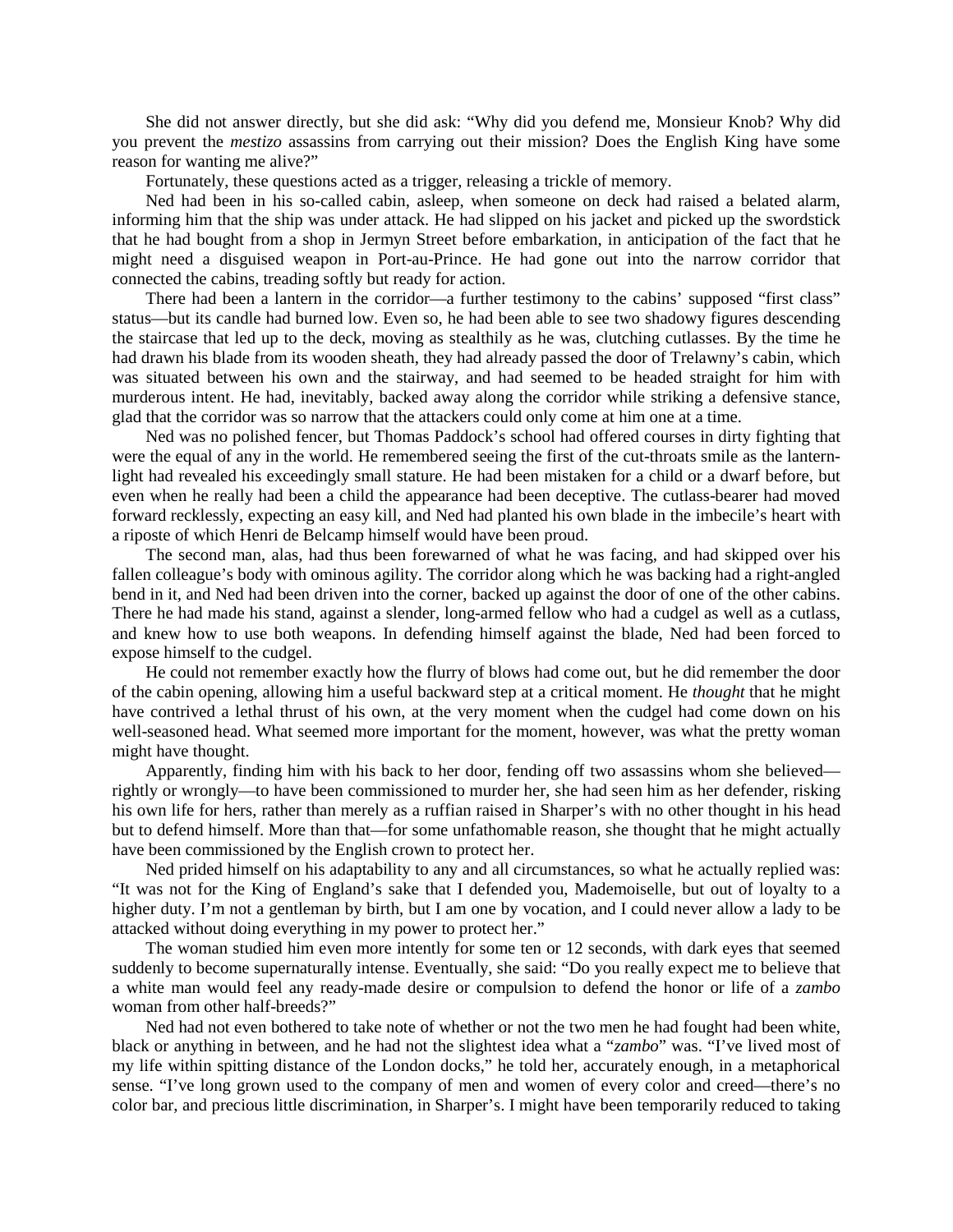She did not answer directly, but she did ask: "Why did you defend me, Monsieur Knob? Why did you prevent the *mestizo* assassins from carrying out their mission? Does the English King have some reason for wanting me alive?"

Fortunately, these questions acted as a trigger, releasing a trickle of memory.

Ned had been in his so-called cabin, asleep, when someone on deck had raised a belated alarm, informing him that the ship was under attack. He had slipped on his jacket and picked up the swordstick that he had bought from a shop in Jermyn Street before embarkation, in anticipation of the fact that he might need a disguised weapon in Port-au-Prince. He had gone out into the narrow corridor that connected the cabins, treading softly but ready for action.

There had been a lantern in the corridor—a further testimony to the cabins' supposed "first class" status—but its candle had burned low. Even so, he had been able to see two shadowy figures descending the staircase that led up to the deck, moving as stealthily as he was, clutching cutlasses. By the time he had drawn his blade from its wooden sheath, they had already passed the door of Trelawny's cabin, which was situated between his own and the stairway, and had seemed to be headed straight for him with murderous intent. He had, inevitably, backed away along the corridor while striking a defensive stance, glad that the corridor was so narrow that the attackers could only come at him one at a time.

Ned was no polished fencer, but Thomas Paddock's school had offered courses in dirty fighting that were the equal of any in the world. He remembered seeing the first of the cut-throats smile as the lantern-light had revealed his exceedingly small stature. He had been mistaken for a child or a dwarf before, but even when he really had been a child the appearance had been deceptive. The cutlass-bearer had moved forward recklessly, expecting an easy kill, and Ned had planted his own blade in the imbecile's heart with a riposte of which Henri de Belcamp himself would have been proud.

The second man, alas, had thus been forewarned of what he was facing, and had skipped over his fallen colleague's body with ominous agility. The corridor along which he was backing had a right-angled bend in it, and Ned had been driven into the corner, backed up against the door of one of the other cabins. There he had made his stand, against a slender, long-armed fellow who had a cudgel as well as a cutlass, and knew how to use both weapons. In defending himself against the blade, Ned had been forced to expose himself to the cudgel.

He could not remember exactly how the flurry of blows had come out, but he did remember the door of the cabin opening, allowing him a useful backward step at a critical moment. He *thought* that he might have contrived a lethal thrust of his own, at the very moment when the cudgel had come down on his well-seasoned head. What seemed more important for the moment, however, was what the pretty woman might have thought.

Apparently, finding him with his back to her door, fending off two assassins whom she believed—rightly or wrongly—to have been commissioned to murder her, she had seen him as her defender, risking his own life for hers, rather than merely as a ruffian raised in Sharper's with no other thought in his head but to defend himself. More than that—for some unfathomable reason, she thought that he might actually have been commissioned by the English crown to protect her.

Ned prided himself on his adaptability to any and all circumstances, so what he actually replied was: "It was not for the King of England's sake that I defended you, Mademoiselle, but out of loyalty to a higher duty. I'm not a gentleman by birth, but I am one by vocation, and I could never allow a lady to be attacked without doing everything in my power to protect her."

The woman studied him even more intently for some ten or 12 seconds, with dark eyes that seemed suddenly to become supernaturally intense. Eventually, she said: "Do you really expect me to believe that a white man would feel any ready-made desire or compulsion to defend the honor or life of a *zambo* woman from other half-breeds?"

Ned had not even bothered to take note of whether or not the two men he had fought had been white, black or anything in between, and he had not the slightest idea what a "*zambo*" was. "I've lived most of my life within spitting distance of the London docks," he told her, accurately enough, in a metaphorical sense. "I've long grown used to the company of men and women of every color and creed—there's no color bar, and precious little discrimination, in Sharper's. I might have been temporarily reduced to taking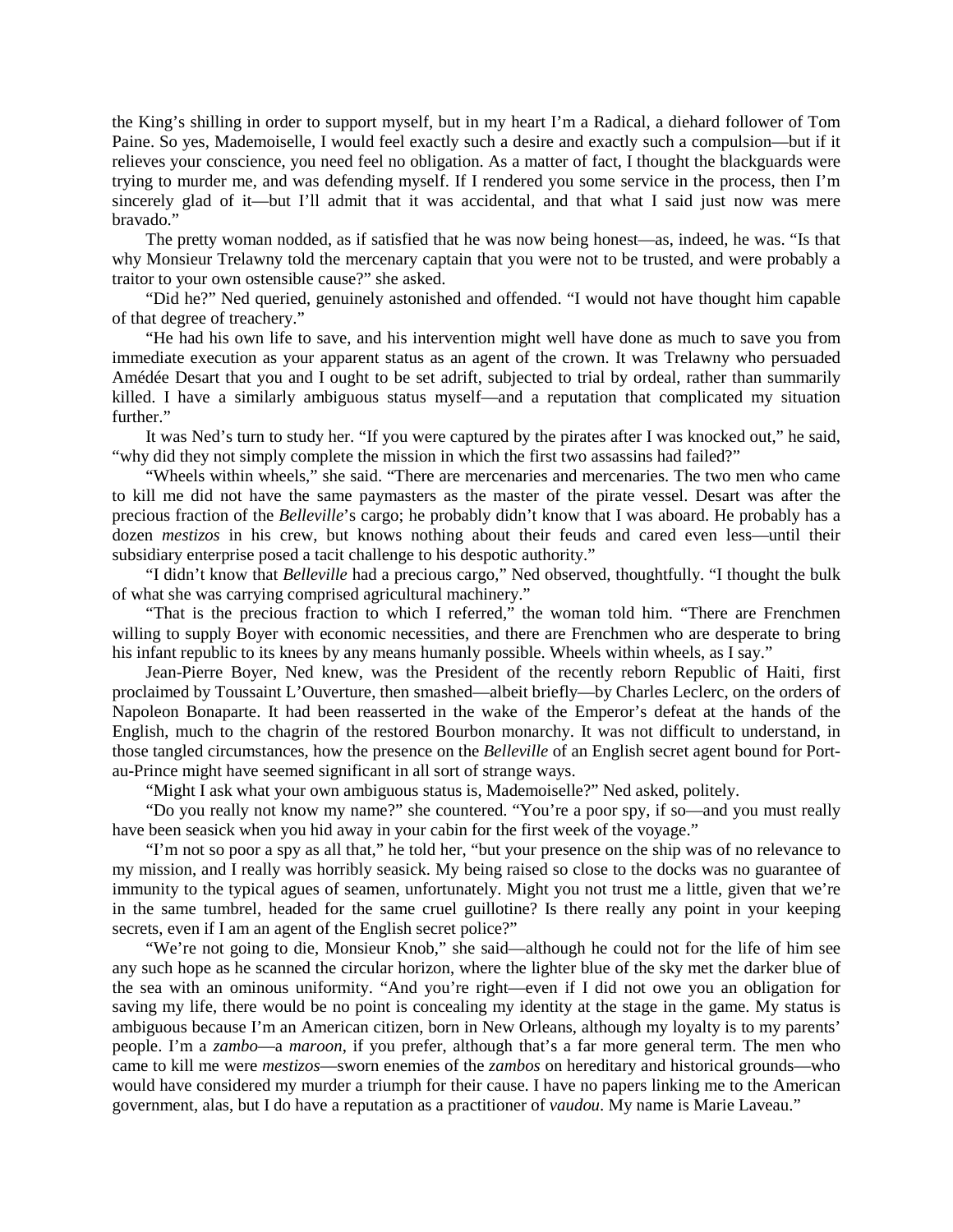the King's shilling in order to support myself, but in my heart I'm a Radical, a diehard follower of Tom Paine. So yes, Mademoiselle, I would feel exactly such a desire and exactly such a compulsion—but if it relieves your conscience, you need feel no obligation. As a matter of fact, I thought the blackguards were trying to murder me, and was defending myself. If I rendered you some service in the process, then I'm sincerely glad of it—but I'll admit that it was accidental, and that what I said just now was mere bravado."

The pretty woman nodded, as if satisfied that he was now being honest—as, indeed, he was. "Is that why Monsieur Trelawny told the mercenary captain that you were not to be trusted, and were probably a traitor to your own ostensible cause?" she asked.

"Did he?" Ned queried, genuinely astonished and offended. "I would not have thought him capable of that degree of treachery."

"He had his own life to save, and his intervention might well have done as much to save you from immediate execution as your apparent status as an agent of the crown. It was Trelawny who persuaded Amédée Desart that you and I ought to be set adrift, subjected to trial by ordeal, rather than summarily killed. I have a similarly ambiguous status myself—and a reputation that complicated my situation further."

It was Ned's turn to study her. "If you were captured by the pirates after I was knocked out," he said, "why did they not simply complete the mission in which the first two assassins had failed?"

"Wheels within wheels," she said. "There are mercenaries and mercenaries. The two men who came to kill me did not have the same paymasters as the master of the pirate vessel. Desart was after the precious fraction of the *Belleville*'s cargo; he probably didn't know that I was aboard. He probably has a dozen *mestizos* in his crew, but knows nothing about their feuds and cared even less—until their subsidiary enterprise posed a tacit challenge to his despotic authority."

"I didn't know that *Belleville* had a precious cargo," Ned observed, thoughtfully. "I thought the bulk of what she was carrying comprised agricultural machinery."

"That is the precious fraction to which I referred," the woman told him. "There are Frenchmen willing to supply Boyer with economic necessities, and there are Frenchmen who are desperate to bring his infant republic to its knees by any means humanly possible. Wheels within wheels, as I say."

Jean-Pierre Boyer, Ned knew, was the President of the recently reborn Republic of Haiti, first proclaimed by Toussaint L'Ouverture, then smashed—albeit briefly—by Charles Leclerc, on the orders of Napoleon Bonaparte. It had been reasserted in the wake of the Emperor's defeat at the hands of the English, much to the chagrin of the restored Bourbon monarchy. It was not difficult to understand, in those tangled circumstances, how the presence on the *Belleville* of an English secret agent bound for Port-au-Prince might have seemed significant in all sort of strange ways.

"Might I ask what your own ambiguous status is, Mademoiselle?" Ned asked, politely.

"Do you really not know my name?" she countered. "You're a poor spy, if so—and you must really have been seasick when you hid away in your cabin for the first week of the voyage."

"I'm not so poor a spy as all that," he told her, "but your presence on the ship was of no relevance to my mission, and I really was horribly seasick. My being raised so close to the docks was no guarantee of immunity to the typical agues of seamen, unfortunately. Might you not trust me a little, given that we're in the same tumbrel, headed for the same cruel guillotine? Is there really any point in your keeping secrets, even if I am an agent of the English secret police?"

"We're not going to die, Monsieur Knob," she said—although he could not for the life of him see any such hope as he scanned the circular horizon, where the lighter blue of the sky met the darker blue of the sea with an ominous uniformity. "And you're right—even if I did not owe you an obligation for saving my life, there would be no point is concealing my identity at the stage in the game. My status is ambiguous because I'm an American citizen, born in New Orleans, although my loyalty is to my parents' people. I'm a *zambo*—a *maroon*, if you prefer, although that's a far more general term. The men who came to kill me were *mestizos*—sworn enemies of the *zambos* on hereditary and historical grounds—who would have considered my murder a triumph for their cause. I have no papers linking me to the American government, alas, but I do have a reputation as a practitioner of *vaudou*. My name is Marie Laveau."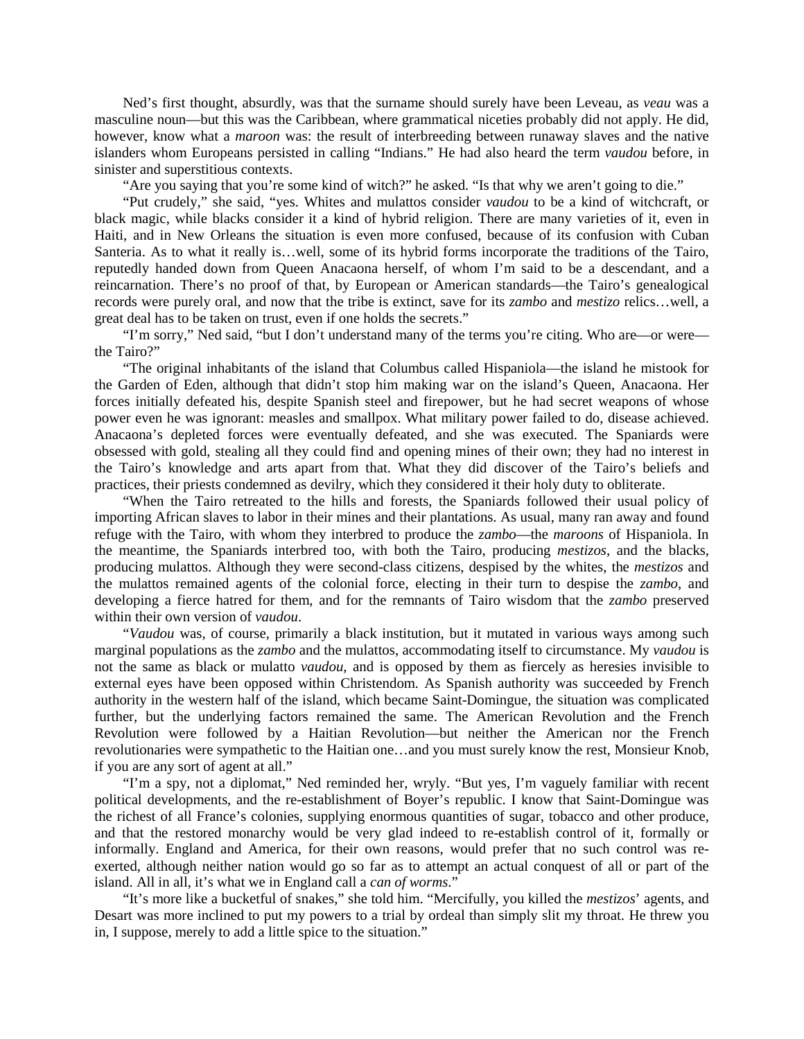Ned's first thought, absurdly, was that the surname should surely have been Leveau, as *veau* was a masculine noun—but this was the Caribbean, where grammatical niceties probably did not apply. He did, however, know what a *maroon* was: the result of interbreeding between runaway slaves and the native islanders whom Europeans persisted in calling "Indians." He had also heard the term *vaudou* before, in sinister and superstitious contexts.

"Are you saying that you're some kind of witch?" he asked. "Is that why we aren't going to die."

"Put crudely," she said, "yes. Whites and mulattos consider *vaudou* to be a kind of witchcraft, or black magic, while blacks consider it a kind of hybrid religion. There are many varieties of it, even in Haiti, and in New Orleans the situation is even more confused, because of its confusion with Cuban Santeria. As to what it really is…well, some of its hybrid forms incorporate the traditions of the Tairo, reputedly handed down from Queen Anacaona herself, of whom I'm said to be a descendant, and a reincarnation. There's no proof of that, by European or American standards—the Tairo's genealogical records were purely oral, and now that the tribe is extinct, save for its *zambo* and *mestizo* relics…well, a great deal has to be taken on trust, even if one holds the secrets."

"I'm sorry," Ned said, "but I don't understand many of the terms you're citing. Who are—or were—the Tairo?"

"The original inhabitants of the island that Columbus called Hispaniola—the island he mistook for the Garden of Eden, although that didn't stop him making war on the island's Queen, Anacaona. Her forces initially defeated his, despite Spanish steel and firepower, but he had secret weapons of whose power even he was ignorant: measles and smallpox. What military power failed to do, disease achieved. Anacaona's depleted forces were eventually defeated, and she was executed. The Spaniards were obsessed with gold, stealing all they could find and opening mines of their own; they had no interest in the Tairo's knowledge and arts apart from that. What they did discover of the Tairo's beliefs and practices, their priests condemned as devilry, which they considered it their holy duty to obliterate.

"When the Tairo retreated to the hills and forests, the Spaniards followed their usual policy of importing African slaves to labor in their mines and their plantations. As usual, many ran away and found refuge with the Tairo, with whom they interbred to produce the *zambo*—the *maroons* of Hispaniola. In the meantime, the Spaniards interbred too, with both the Tairo, producing *mestizos*, and the blacks, producing mulattos. Although they were second-class citizens, despised by the whites, the *mestizos* and the mulattos remained agents of the colonial force, electing in their turn to despise the *zambo*, and developing a fierce hatred for them, and for the remnants of Tairo wisdom that the *zambo* preserved within their own version of *vaudou*.

"*Vaudou* was, of course, primarily a black institution, but it mutated in various ways among such marginal populations as the *zambo* and the mulattos, accommodating itself to circumstance. My *vaudou* is not the same as black or mulatto *vaudou*, and is opposed by them as fiercely as heresies invisible to external eyes have been opposed within Christendom. As Spanish authority was succeeded by French authority in the western half of the island, which became Saint-Domingue, the situation was complicated further, but the underlying factors remained the same. The American Revolution and the French Revolution were followed by a Haitian Revolution—but neither the American nor the French revolutionaries were sympathetic to the Haitian one…and you must surely know the rest, Monsieur Knob, if you are any sort of agent at all."

"I'm a spy, not a diplomat," Ned reminded her, wryly. "But yes, I'm vaguely familiar with recent political developments, and the re-establishment of Boyer's republic. I know that Saint-Domingue was the richest of all France's colonies, supplying enormous quantities of sugar, tobacco and other produce, and that the restored monarchy would be very glad indeed to re-establish control of it, formally or informally. England and America, for their own reasons, would prefer that no such control was re-exerted, although neither nation would go so far as to attempt an actual conquest of all or part of the island. All in all, it's what we in England call a *can of worms*."

"It's more like a bucketful of snakes," she told him. "Mercifully, you killed the *mestizos*' agents, and Desart was more inclined to put my powers to a trial by ordeal than simply slit my throat. He threw you in, I suppose, merely to add a little spice to the situation."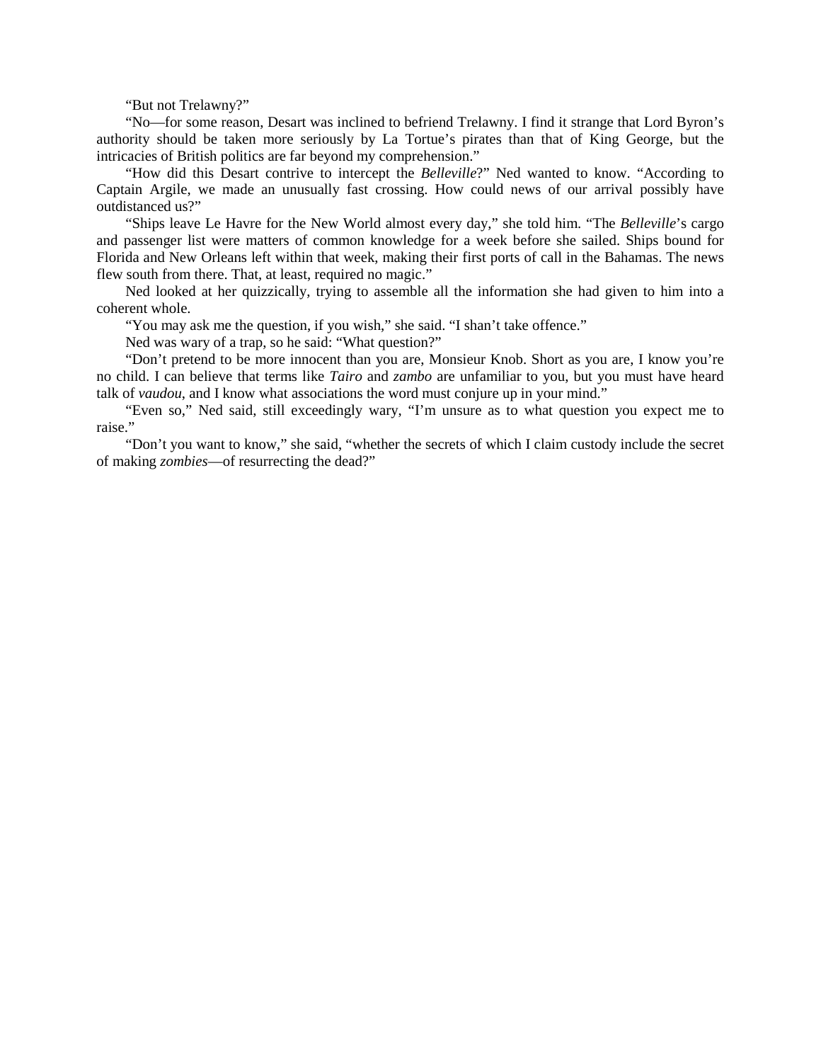"But not Trelawny?"

"No—for some reason, Desart was inclined to befriend Trelawny. I find it strange that Lord Byron's authority should be taken more seriously by La Tortue's pirates than that of King George, but the intricacies of British politics are far beyond my comprehension."

"How did this Desart contrive to intercept the *Belleville*?" Ned wanted to know. "According to Captain Argile, we made an unusually fast crossing. How could news of our arrival possibly have outdistanced us?"

"Ships leave Le Havre for the New World almost every day," she told him. "The *Belleville*'s cargo and passenger list were matters of common knowledge for a week before she sailed. Ships bound for Florida and New Orleans left within that week, making their first ports of call in the Bahamas. The news flew south from there. That, at least, required no magic."

Ned looked at her quizzically, trying to assemble all the information she had given to him into a coherent whole.

"You may ask me the question, if you wish," she said. "I shan't take offence."

Ned was wary of a trap, so he said: "What question?"

"Don't pretend to be more innocent than you are, Monsieur Knob. Short as you are, I know you're no child. I can believe that terms like *Tairo* and *zambo* are unfamiliar to you, but you must have heard talk of *vaudou*, and I know what associations the word must conjure up in your mind."

"Even so," Ned said, still exceedingly wary, "I'm unsure as to what question you expect me to raise."

"Don't you want to know," she said, "whether the secrets of which I claim custody include the secret of making *zombies*—of resurrecting the dead?"